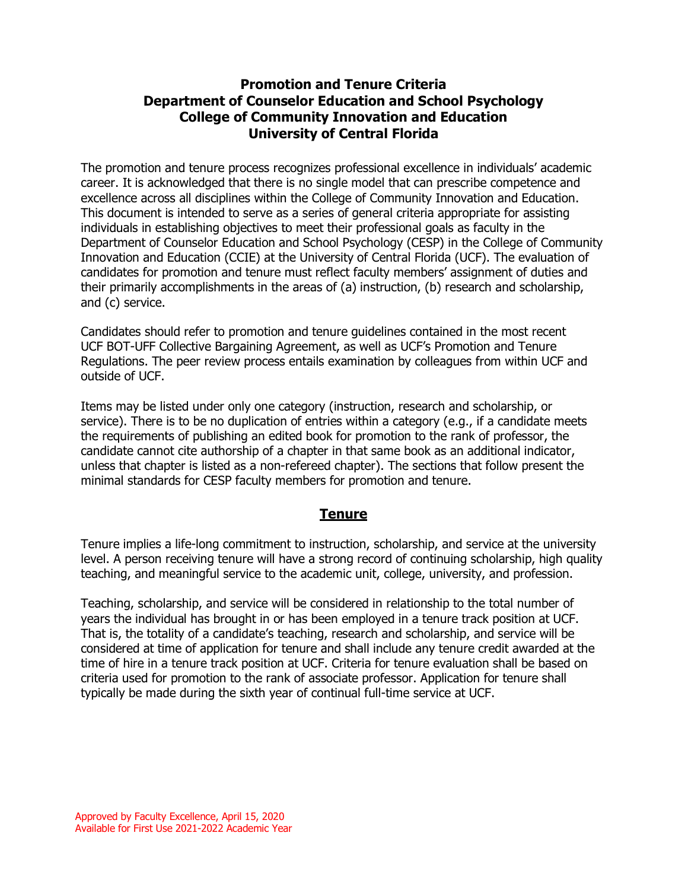# Promotion and Tenure Criteria
# Department of Counselor Education and School Psychology
# College of Community Innovation and Education
# University of Central Florida

The promotion and tenure process recognizes professional excellence in individuals' academic career. It is acknowledged that there is no single model that can prescribe competence and excellence across all disciplines within the College of Community Innovation and Education. This document is intended to serve as a series of general criteria appropriate for assisting individuals in establishing objectives to meet their professional goals as faculty in the Department of Counselor Education and School Psychology (CESP) in the College of Community Innovation and Education (CCIE) at the University of Central Florida (UCF). The evaluation of candidates for promotion and tenure must reflect faculty members' assignment of duties and their primarily accomplishments in the areas of (a) instruction, (b) research and scholarship, and (c) service.

Candidates should refer to promotion and tenure guidelines contained in the most recent UCF BOT-UFF Collective Bargaining Agreement, as well as UCF's Promotion and Tenure Regulations. The peer review process entails examination by colleagues from within UCF and outside of UCF.

Items may be listed under only one category (instruction, research and scholarship, or service). There is to be no duplication of entries within a category (e.g., if a candidate meets the requirements of publishing an edited book for promotion to the rank of professor, the candidate cannot cite authorship of a chapter in that same book as an additional indicator, unless that chapter is listed as a non-refereed chapter). The sections that follow present the minimal standards for CESP faculty members for promotion and tenure.

## Tenure

Tenure implies a life-long commitment to instruction, scholarship, and service at the university level. A person receiving tenure will have a strong record of continuing scholarship, high quality teaching, and meaningful service to the academic unit, college, university, and profession.

Teaching, scholarship, and service will be considered in relationship to the total number of years the individual has brought in or has been employed in a tenure track position at UCF. That is, the totality of a candidate's teaching, research and scholarship, and service will be considered at time of application for tenure and shall include any tenure credit awarded at the time of hire in a tenure track position at UCF. Criteria for tenure evaluation shall be based on criteria used for promotion to the rank of associate professor. Application for tenure shall typically be made during the sixth year of continual full-time service at UCF.

Approved by Faculty Excellence, April 15, 2020
Available for First Use 2021-2022 Academic Year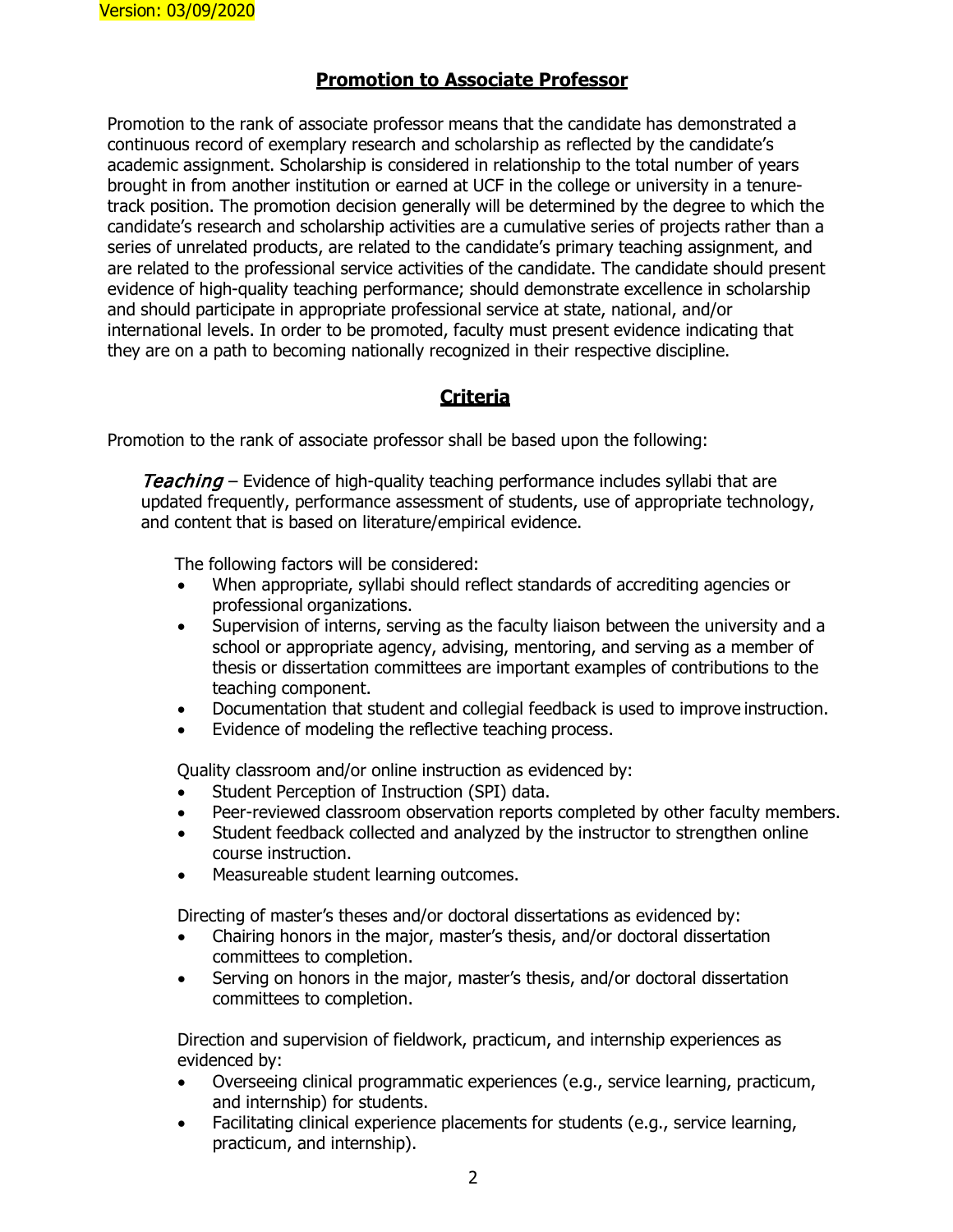Version: 03/09/2020

## Promotion to Associate Professor

Promotion to the rank of associate professor means that the candidate has demonstrated a continuous record of exemplary research and scholarship as reflected by the candidate's academic assignment. Scholarship is considered in relationship to the total number of years brought in from another institution or earned at UCF in the college or university in a tenure-track position. The promotion decision generally will be determined by the degree to which the candidate's research and scholarship activities are a cumulative series of projects rather than a series of unrelated products, are related to the candidate's primary teaching assignment, and are related to the professional service activities of the candidate. The candidate should present evidence of high-quality teaching performance; should demonstrate excellence in scholarship and should participate in appropriate professional service at state, national, and/or international levels. In order to be promoted, faculty must present evidence indicating that they are on a path to becoming nationally recognized in their respective discipline.

## Criteria

Promotion to the rank of associate professor shall be based upon the following:

*Teaching* – Evidence of high-quality teaching performance includes syllabi that are updated frequently, performance assessment of students, use of appropriate technology, and content that is based on literature/empirical evidence.

The following factors will be considered:

- When appropriate, syllabi should reflect standards of accrediting agencies or professional organizations.
- Supervision of interns, serving as the faculty liaison between the university and a school or appropriate agency, advising, mentoring, and serving as a member of thesis or dissertation committees are important examples of contributions to the teaching component.
- Documentation that student and collegial feedback is used to improve instruction.
- Evidence of modeling the reflective teaching process.

Quality classroom and/or online instruction as evidenced by:

- Student Perception of Instruction (SPI) data.
- Peer-reviewed classroom observation reports completed by other faculty members.
- Student feedback collected and analyzed by the instructor to strengthen online course instruction.
- Measureable student learning outcomes.

Directing of master's theses and/or doctoral dissertations as evidenced by:

- Chairing honors in the major, master's thesis, and/or doctoral dissertation committees to completion.
- Serving on honors in the major, master's thesis, and/or doctoral dissertation committees to completion.

Direction and supervision of fieldwork, practicum, and internship experiences as evidenced by:

- Overseeing clinical programmatic experiences (e.g., service learning, practicum, and internship) for students.
- Facilitating clinical experience placements for students (e.g., service learning, practicum, and internship).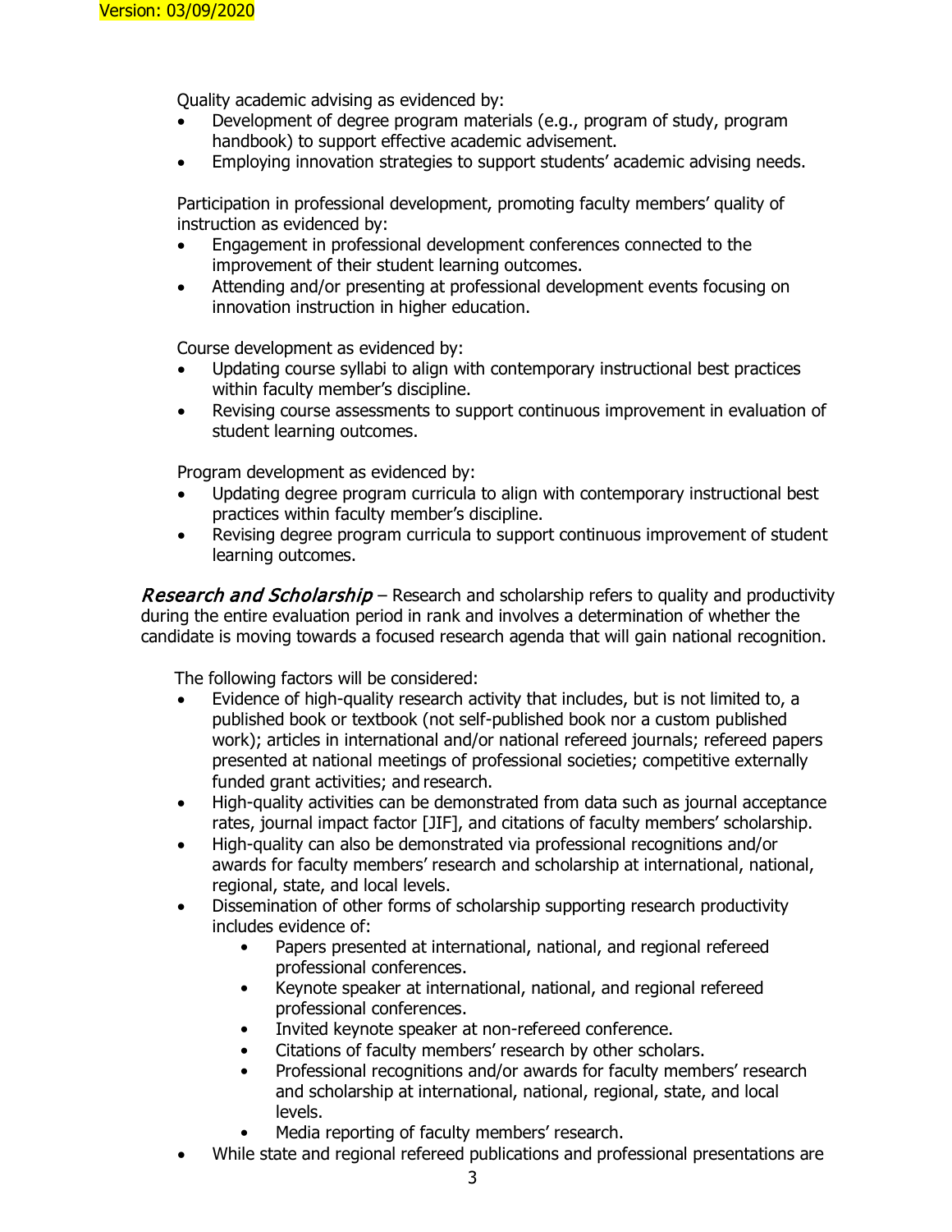Quality academic advising as evidenced by:

- Development of degree program materials (e.g., program of study, program handbook) to support effective academic advisement.
- Employing innovation strategies to support students' academic advising needs.

Participation in professional development, promoting faculty members' quality of instruction as evidenced by:

- Engagement in professional development conferences connected to the improvement of their student learning outcomes.
- Attending and/or presenting at professional development events focusing on innovation instruction in higher education.

Course development as evidenced by:

- Updating course syllabi to align with contemporary instructional best practices within faculty member's discipline.
- Revising course assessments to support continuous improvement in evaluation of student learning outcomes.

Program development as evidenced by:

- Updating degree program curricula to align with contemporary instructional best practices within faculty member's discipline.
- Revising degree program curricula to support continuous improvement of student learning outcomes.

*Research and Scholarship* – Research and scholarship refers to quality and productivity during the entire evaluation period in rank and involves a determination of whether the candidate is moving towards a focused research agenda that will gain national recognition.

The following factors will be considered:

- Evidence of high-quality research activity that includes, but is not limited to, a published book or textbook (not self-published book nor a custom published work); articles in international and/or national refereed journals; refereed papers presented at national meetings of professional societies; competitive externally funded grant activities; and research.
- High-quality activities can be demonstrated from data such as journal acceptance rates, journal impact factor [JIF], and citations of faculty members' scholarship.
- High-quality can also be demonstrated via professional recognitions and/or awards for faculty members' research and scholarship at international, national, regional, state, and local levels.
- Dissemination of other forms of scholarship supporting research productivity includes evidence of:
  - Papers presented at international, national, and regional refereed professional conferences.
  - Keynote speaker at international, national, and regional refereed professional conferences.
  - Invited keynote speaker at non-refereed conference.
  - Citations of faculty members' research by other scholars.
  - Professional recognitions and/or awards for faculty members' research and scholarship at international, national, regional, state, and local levels.
  - Media reporting of faculty members' research.
- While state and regional refereed publications and professional presentations are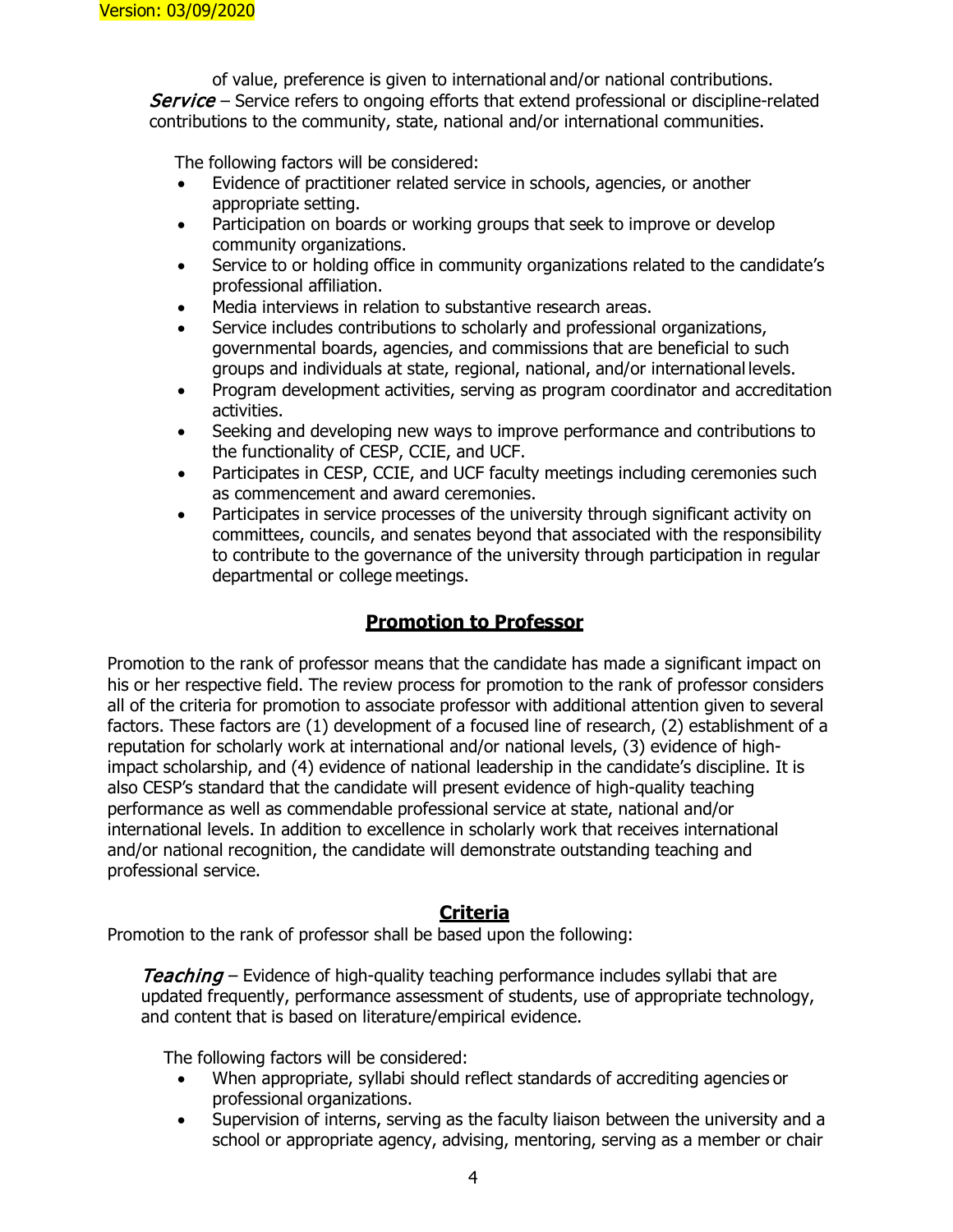of value, preference is given to international and/or national contributions.

*Service* – Service refers to ongoing efforts that extend professional or discipline-related contributions to the community, state, national and/or international communities.

The following factors will be considered:

- Evidence of practitioner related service in schools, agencies, or another appropriate setting.
- Participation on boards or working groups that seek to improve or develop community organizations.
- Service to or holding office in community organizations related to the candidate's professional affiliation.
- Media interviews in relation to substantive research areas.
- Service includes contributions to scholarly and professional organizations, governmental boards, agencies, and commissions that are beneficial to such groups and individuals at state, regional, national, and/or international levels.
- Program development activities, serving as program coordinator and accreditation activities.
- Seeking and developing new ways to improve performance and contributions to the functionality of CESP, CCIE, and UCF.
- Participates in CESP, CCIE, and UCF faculty meetings including ceremonies such as commencement and award ceremonies.
- Participates in service processes of the university through significant activity on committees, councils, and senates beyond that associated with the responsibility to contribute to the governance of the university through participation in regular departmental or college meetings.

## Promotion to Professor

Promotion to the rank of professor means that the candidate has made a significant impact on his or her respective field. The review process for promotion to the rank of professor considers all of the criteria for promotion to associate professor with additional attention given to several factors. These factors are (1) development of a focused line of research, (2) establishment of a reputation for scholarly work at international and/or national levels, (3) evidence of high-impact scholarship, and (4) evidence of national leadership in the candidate's discipline. It is also CESP's standard that the candidate will present evidence of high-quality teaching performance as well as commendable professional service at state, national and/or international levels. In addition to excellence in scholarly work that receives international and/or national recognition, the candidate will demonstrate outstanding teaching and professional service.

### Criteria

Promotion to the rank of professor shall be based upon the following:

*Teaching* – Evidence of high-quality teaching performance includes syllabi that are updated frequently, performance assessment of students, use of appropriate technology, and content that is based on literature/empirical evidence.

The following factors will be considered:

- When appropriate, syllabi should reflect standards of accrediting agencies or professional organizations.
- Supervision of interns, serving as the faculty liaison between the university and a school or appropriate agency, advising, mentoring, serving as a member or chair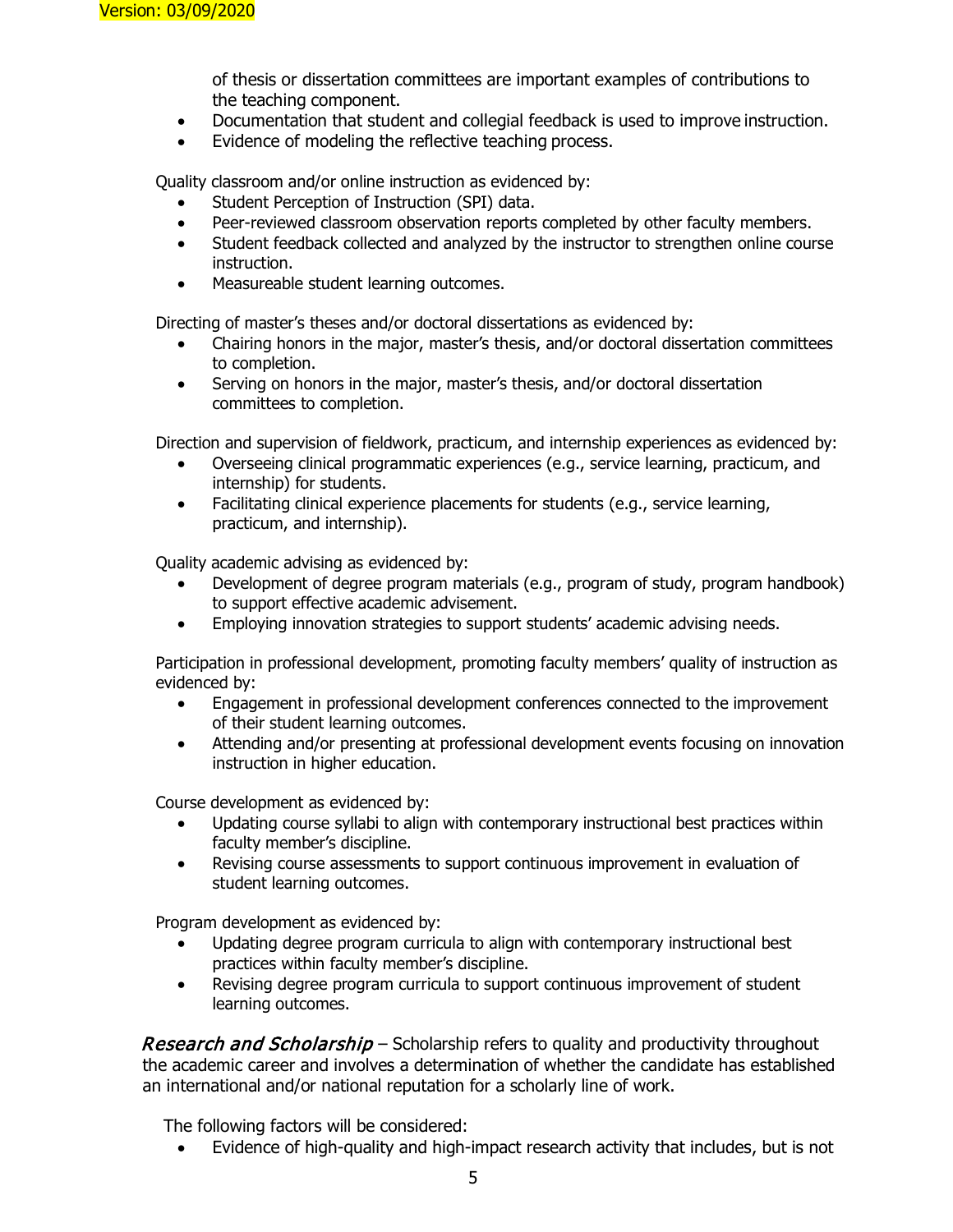of thesis or dissertation committees are important examples of contributions to the teaching component.

- Documentation that student and collegial feedback is used to improve instruction.
- Evidence of modeling the reflective teaching process.

Quality classroom and/or online instruction as evidenced by:

- Student Perception of Instruction (SPI) data.
- Peer-reviewed classroom observation reports completed by other faculty members.
- Student feedback collected and analyzed by the instructor to strengthen online course instruction.
- Measureable student learning outcomes.

Directing of master's theses and/or doctoral dissertations as evidenced by:

- Chairing honors in the major, master's thesis, and/or doctoral dissertation committees to completion.
- Serving on honors in the major, master's thesis, and/or doctoral dissertation committees to completion.

Direction and supervision of fieldwork, practicum, and internship experiences as evidenced by:

- Overseeing clinical programmatic experiences (e.g., service learning, practicum, and internship) for students.
- Facilitating clinical experience placements for students (e.g., service learning, practicum, and internship).

Quality academic advising as evidenced by:

- Development of degree program materials (e.g., program of study, program handbook) to support effective academic advisement.
- Employing innovation strategies to support students' academic advising needs.

Participation in professional development, promoting faculty members' quality of instruction as evidenced by:

- Engagement in professional development conferences connected to the improvement of their student learning outcomes.
- Attending and/or presenting at professional development events focusing on innovation instruction in higher education.

Course development as evidenced by:

- Updating course syllabi to align with contemporary instructional best practices within faculty member's discipline.
- Revising course assessments to support continuous improvement in evaluation of student learning outcomes.

Program development as evidenced by:

- Updating degree program curricula to align with contemporary instructional best practices within faculty member's discipline.
- Revising degree program curricula to support continuous improvement of student learning outcomes.

*Research and Scholarship* – Scholarship refers to quality and productivity throughout the academic career and involves a determination of whether the candidate has established an international and/or national reputation for a scholarly line of work.

The following factors will be considered:

- Evidence of high-quality and high-impact research activity that includes, but is not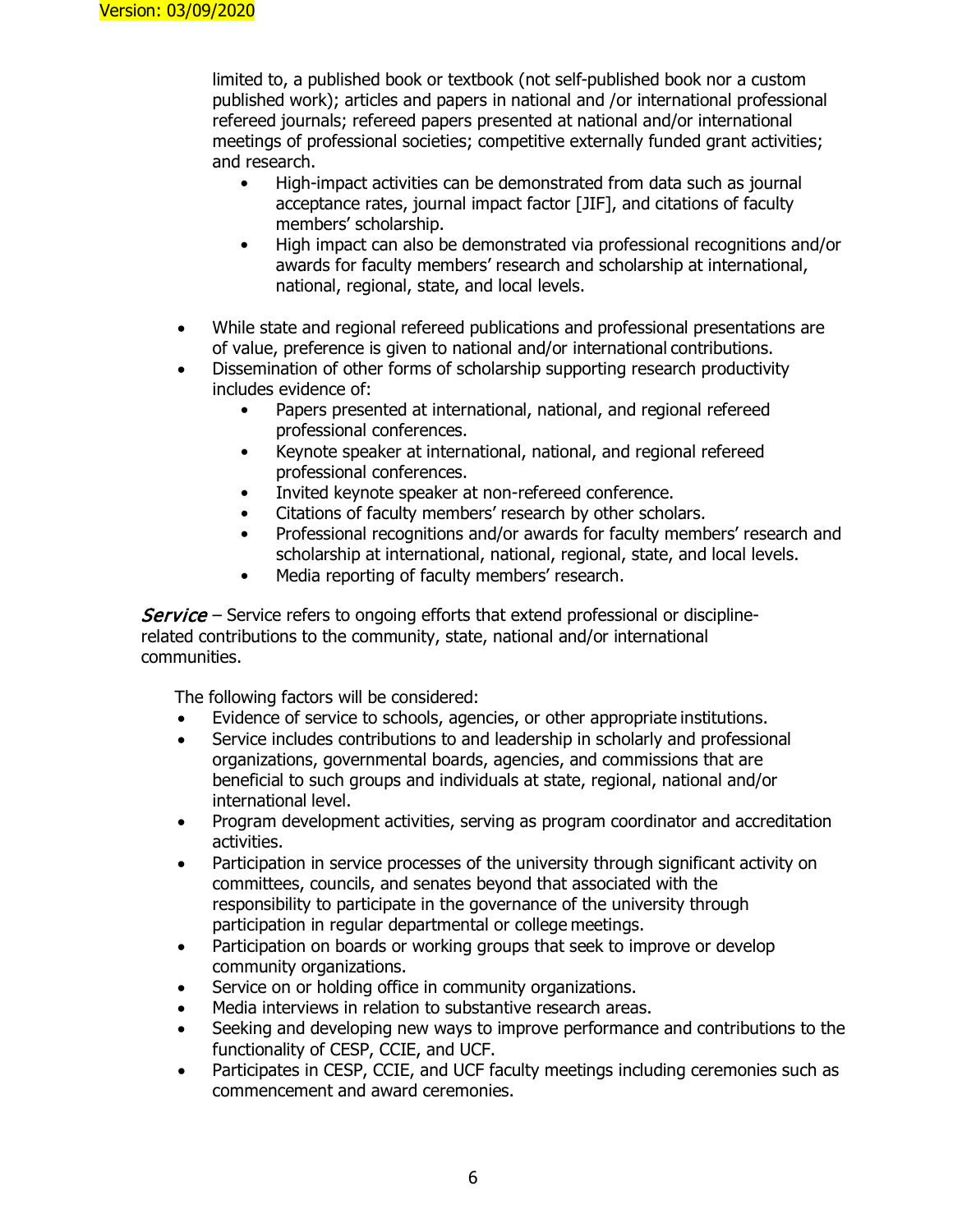limited to, a published book or textbook (not self-published book nor a custom published work); articles and papers in national and /or international professional refereed journals; refereed papers presented at national and/or international meetings of professional societies; competitive externally funded grant activities; and research.

  - High-impact activities can be demonstrated from data such as journal acceptance rates, journal impact factor [JIF], and citations of faculty members' scholarship.
  - High impact can also be demonstrated via professional recognitions and/or awards for faculty members' research and scholarship at international, national, regional, state, and local levels.

- While state and regional refereed publications and professional presentations are of value, preference is given to national and/or international contributions.
- Dissemination of other forms of scholarship supporting research productivity includes evidence of:
  - Papers presented at international, national, and regional refereed professional conferences.
  - Keynote speaker at international, national, and regional refereed professional conferences.
  - Invited keynote speaker at non-refereed conference.
  - Citations of faculty members' research by other scholars.
  - Professional recognitions and/or awards for faculty members' research and scholarship at international, national, regional, state, and local levels.
  - Media reporting of faculty members' research.

***Service*** – Service refers to ongoing efforts that extend professional or discipline-related contributions to the community, state, national and/or international communities.

The following factors will be considered:

- Evidence of service to schools, agencies, or other appropriate institutions.
- Service includes contributions to and leadership in scholarly and professional organizations, governmental boards, agencies, and commissions that are beneficial to such groups and individuals at state, regional, national and/or international level.
- Program development activities, serving as program coordinator and accreditation activities.
- Participation in service processes of the university through significant activity on committees, councils, and senates beyond that associated with the responsibility to participate in the governance of the university through participation in regular departmental or college meetings.
- Participation on boards or working groups that seek to improve or develop community organizations.
- Service on or holding office in community organizations.
- Media interviews in relation to substantive research areas.
- Seeking and developing new ways to improve performance and contributions to the functionality of CESP, CCIE, and UCF.
- Participates in CESP, CCIE, and UCF faculty meetings including ceremonies such as commencement and award ceremonies.